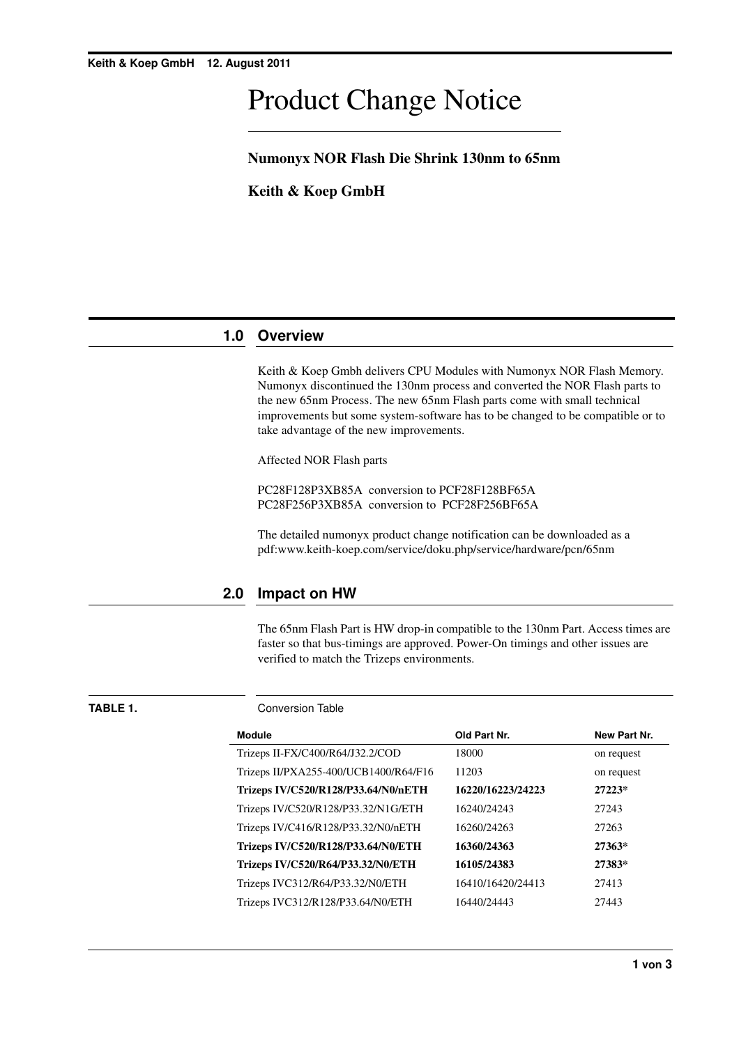# Product Change Notice

**Numonyx NOR Flash Die Shrink 130nm to 65nm**

**Keith & Koep GmbH**

## 1.0 Overview

Keith & Koep Gmbh delivers CPU Modules with Numonyx NOR Flash Memory. Numonyx discontinued the 130nm process and converted the NOR Flash parts to the new 65nm Process. The new 65nm Flash parts come with small technical improvements but some system-software has to be changed to be compatible or to take advantage of the new improvements.

Affected NOR Flash parts

PC28F128P3XB85A conversion to PCF28F128BF65A
PC28F256P3XB85A conversion to PCF28F256BF65A

The detailed numonyx product change notification can be downloaded as a pdf:www.keith-koep.com/service/doku.php/service/hardware/pcn/65nm

## 2.0 Impact on HW

The 65nm Flash Part is HW drop-in compatible to the 130nm Part. Access times are faster so that bus-timings are approved. Power-On timings and other issues are verified to match the Trizeps environments.

**TABLE 1.** Conversion Table

| Module | Old Part Nr. | New Part Nr. |
|---|---|---|
| Trizeps II-FX/C400/R64/J32.2/COD | 18000 | on request |
| Trizeps II/PXA255-400/UCB1400/R64/F16 | 11203 | on request |
| **Trizeps IV/C520/R128/P33.64/N0/nETH** | **16220/16223/24223** | **27223*** |
| Trizeps IV/C520/R128/P33.32/N1G/ETH | 16240/24243 | 27243 |
| Trizeps IV/C416/R128/P33.32/N0/nETH | 16260/24263 | 27263 |
| **Trizeps IV/C520/R128/P33.64/N0/ETH** | **16360/24363** | **27363*** |
| **Trizeps IV/C520/R64/P33.32/N0/ETH** | **16105/24383** | **27383*** |
| Trizeps IVC312/R64/P33.32/N0/ETH | 16410/16420/24413 | 27413 |
| Trizeps IVC312/R128/P33.64/N0/ETH | 16440/24443 | 27443 |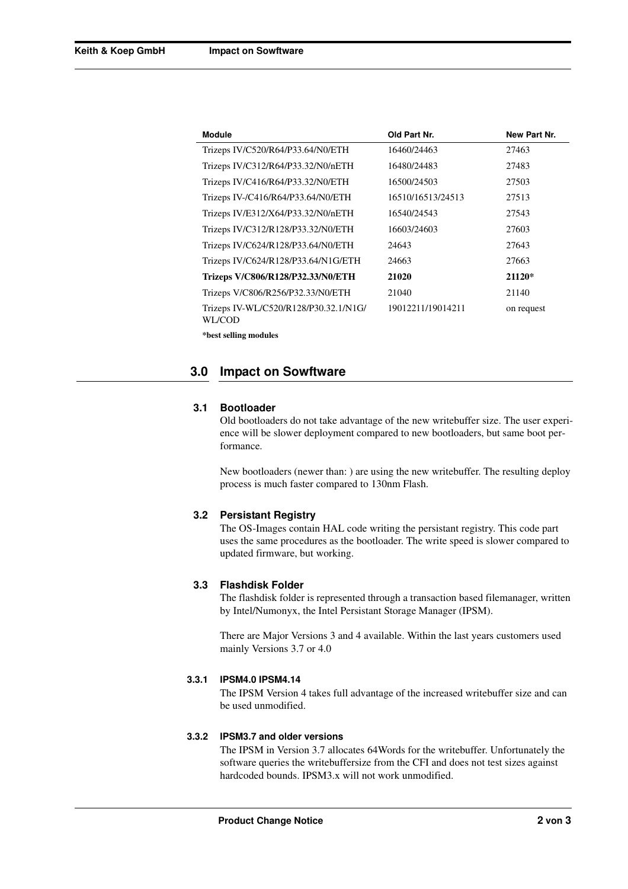| Module | Old Part Nr. | New Part Nr. |
|---|---|---|
| Trizeps IV/C520/R64/P33.64/N0/ETH | 16460/24463 | 27463 |
| Trizeps IV/C312/R64/P33.32/N0/nETH | 16480/24483 | 27483 |
| Trizeps IV/C416/R64/P33.32/N0/ETH | 16500/24503 | 27503 |
| Trizeps IV-/C416/R64/P33.64/N0/ETH | 16510/16513/24513 | 27513 |
| Trizeps IV/E312/X64/P33.32/N0/nETH | 16540/24543 | 27543 |
| Trizeps IV/C312/R128/P33.32/N0/ETH | 16603/24603 | 27603 |
| Trizeps IV/C624/R128/P33.64/N0/ETH | 24643 | 27643 |
| Trizeps IV/C624/R128/P33.64/N1G/ETH | 24663 | 27663 |
| **Trizeps V/C806/R128/P32.33/N0/ETH** | **21020** | **21120*** |
| Trizeps V/C806/R256/P32.33/N0/ETH | 21040 | 21140 |
| Trizeps IV-WL/C520/R128/P30.32.1/N1G/WL/COD | 19012211/19014211 | on request |

***best selling modules**

## 3.0 Impact on Sowftware

### 3.1 Bootloader

Old bootloaders do not take advantage of the new writebuffer size. The user experience will be slower deployment compared to new bootloaders, but same boot performance.

New bootloaders (newer than: ) are using the new writebuffer. The resulting deploy process is much faster compared to 130nm Flash.

### 3.2 Persistant Registry

The OS-Images contain HAL code writing the persistant registry. This code part uses the same procedures as the bootloader. The write speed is slower compared to updated firmware, but working.

### 3.3 Flashdisk Folder

The flashdisk folder is represented through a transaction based filemanager, written by Intel/Numonyx, the Intel Persistant Storage Manager (IPSM).

There are Major Versions 3 and 4 available. Within the last years customers used mainly Versions 3.7 or 4.0

#### 3.3.1 IPSM4.0 IPSM4.14

The IPSM Version 4 takes full advantage of the increased writebuffer size and can be used unmodified.

#### 3.3.2 IPSM3.7 and older versions

The IPSM in Version 3.7 allocates 64Words for the writebuffer. Unfortunately the software queries the writebuffersize from the CFI and does not test sizes against hardcoded bounds. IPSM3.x will not work unmodified.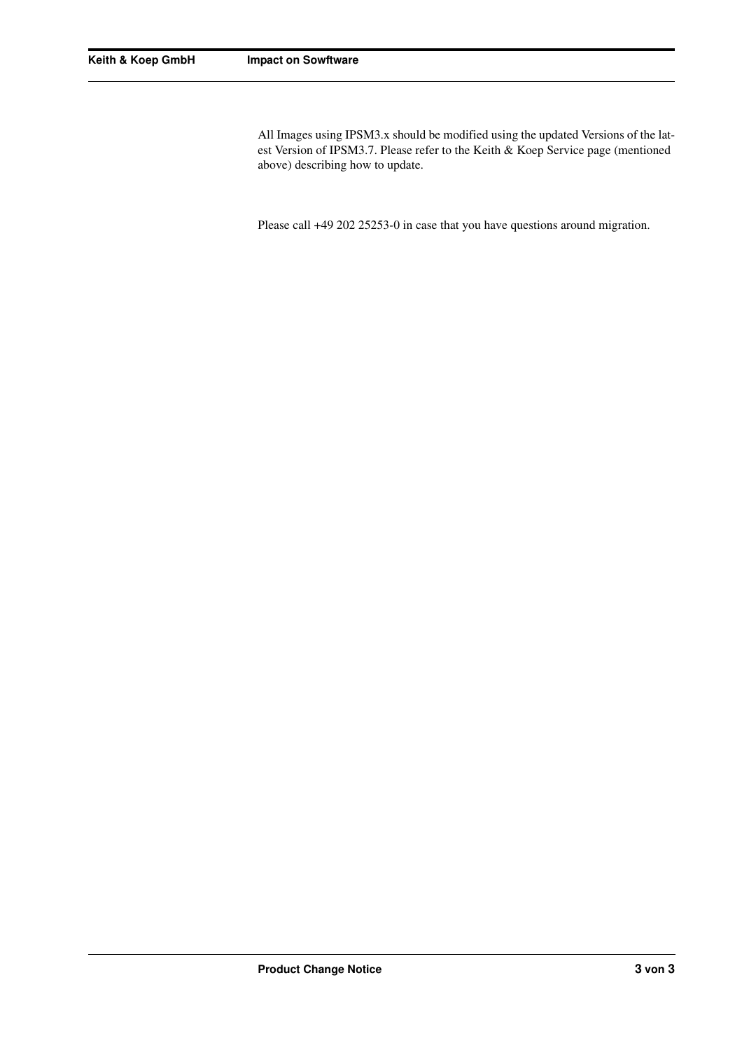All Images using IPSM3.x should be modified using the updated Versions of the latest Version of IPSM3.7. Please refer to the Keith & Koep Service page (mentioned above) describing how to update.

Please call +49 202 25253-0 in case that you have questions around migration.